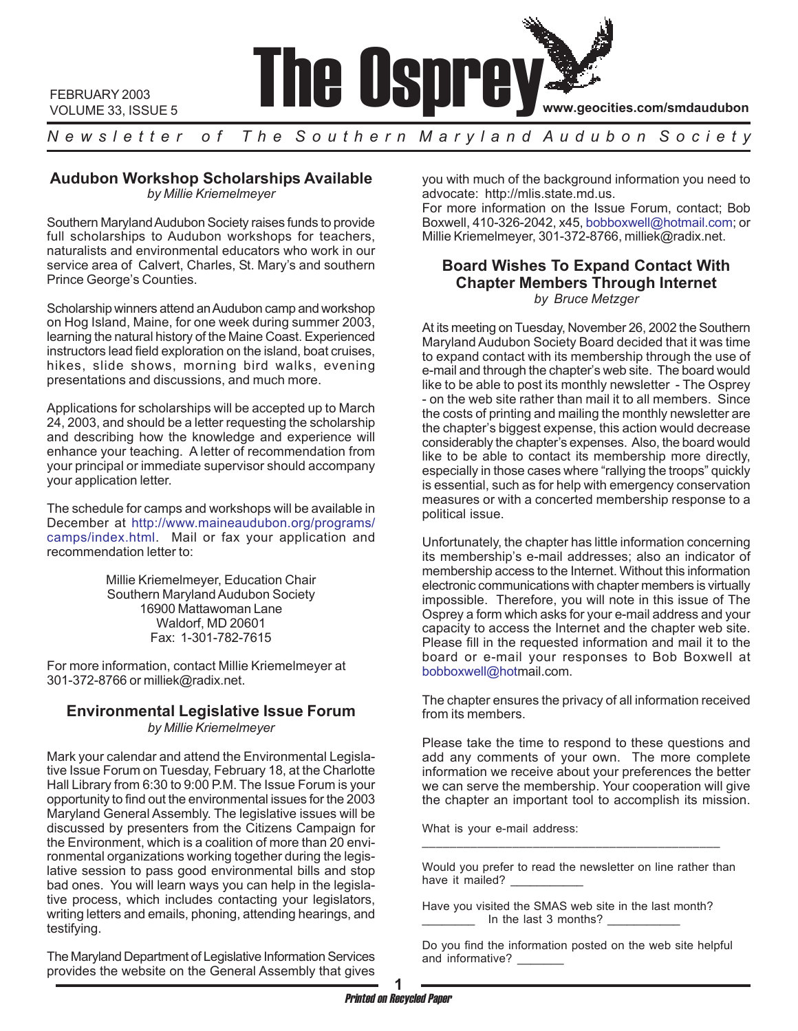FEBRUARY 2003
VOLUME 33, ISSUE 5

# The Osprey

www.geocities.com/smdaudubon

*Newsletter of The Southern Maryland Audubon Society*

## Audubon Workshop Scholarships Available

*by Millie Kriemelmeyer*

Southern Maryland Audubon Society raises funds to provide full scholarships to Audubon workshops for teachers, naturalists and environmental educators who work in our service area of Calvert, Charles, St. Mary's and southern Prince George's Counties.

Scholarship winners attend an Audubon camp and workshop on Hog Island, Maine, for one week during summer 2003, learning the natural history of the Maine Coast. Experienced instructors lead field exploration on the island, boat cruises, hikes, slide shows, morning bird walks, evening presentations and discussions, and much more.

Applications for scholarships will be accepted up to March 24, 2003, and should be a letter requesting the scholarship and describing how the knowledge and experience will enhance your teaching. A letter of recommendation from your principal or immediate supervisor should accompany your application letter.

The schedule for camps and workshops will be available in December at http://www.maineaudubon.org/programs/camps/index.html. Mail or fax your application and recommendation letter to:

Millie Kriemelmeyer, Education Chair
Southern Maryland Audubon Society
16900 Mattawoman Lane
Waldorf, MD 20601
Fax: 1-301-782-7615

For more information, contact Millie Kriemelmeyer at 301-372-8766 or milliek@radix.net.

## Environmental Legislative Issue Forum

*by Millie Kriemelmeyer*

Mark your calendar and attend the Environmental Legislative Issue Forum on Tuesday, February 18, at the Charlotte Hall Library from 6:30 to 9:00 P.M. The Issue Forum is your opportunity to find out the environmental issues for the 2003 Maryland General Assembly. The legislative issues will be discussed by presenters from the Citizens Campaign for the Environment, which is a coalition of more than 20 environmental organizations working together during the legislative session to pass good environmental bills and stop bad ones. You will learn ways you can help in the legislative process, which includes contacting your legislators, writing letters and emails, phoning, attending hearings, and testifying.

The Maryland Department of Legislative Information Services provides the website on the General Assembly that gives you with much of the background information you need to advocate: http://mlis.state.md.us.
For more information on the Issue Forum, contact; Bob Boxwell, 410-326-2042, x45, bobboxwell@hotmail.com; or Millie Kriemelmeyer, 301-372-8766, milliek@radix.net.

## Board Wishes To Expand Contact With Chapter Members Through Internet

*by Bruce Metzger*

At its meeting on Tuesday, November 26, 2002 the Southern Maryland Audubon Society Board decided that it was time to expand contact with its membership through the use of e-mail and through the chapter's web site. The board would like to be able to post its monthly newsletter - The Osprey - on the web site rather than mail it to all members. Since the costs of printing and mailing the monthly newsletter are the chapter's biggest expense, this action would decrease considerably the chapter's expenses. Also, the board would like to be able to contact its membership more directly, especially in those cases where "rallying the troops" quickly is essential, such as for help with emergency conservation measures or with a concerted membership response to a political issue.

Unfortunately, the chapter has little information concerning its membership's e-mail addresses; also an indicator of membership access to the Internet. Without this information electronic communications with chapter members is virtually impossible. Therefore, you will note in this issue of The Osprey a form which asks for your e-mail address and your capacity to access the Internet and the chapter web site. Please fill in the requested information and mail it to the board or e-mail your responses to Bob Boxwell at bobboxwell@hotmail.com.

The chapter ensures the privacy of all information received from its members.

Please take the time to respond to these questions and add any comments of your own. The more complete information we receive about your preferences the better we can serve the membership. Your cooperation will give the chapter an important tool to accomplish its mission.

What is your e-mail address:
____________________________________________

Would you prefer to read the newsletter on line rather than have it mailed? ___________

Have you visited the SMAS web site in the last month? ________ In the last 3 months? ___________

Do you find the information posted on the web site helpful and informative? _______

*Printed on Recycled Paper*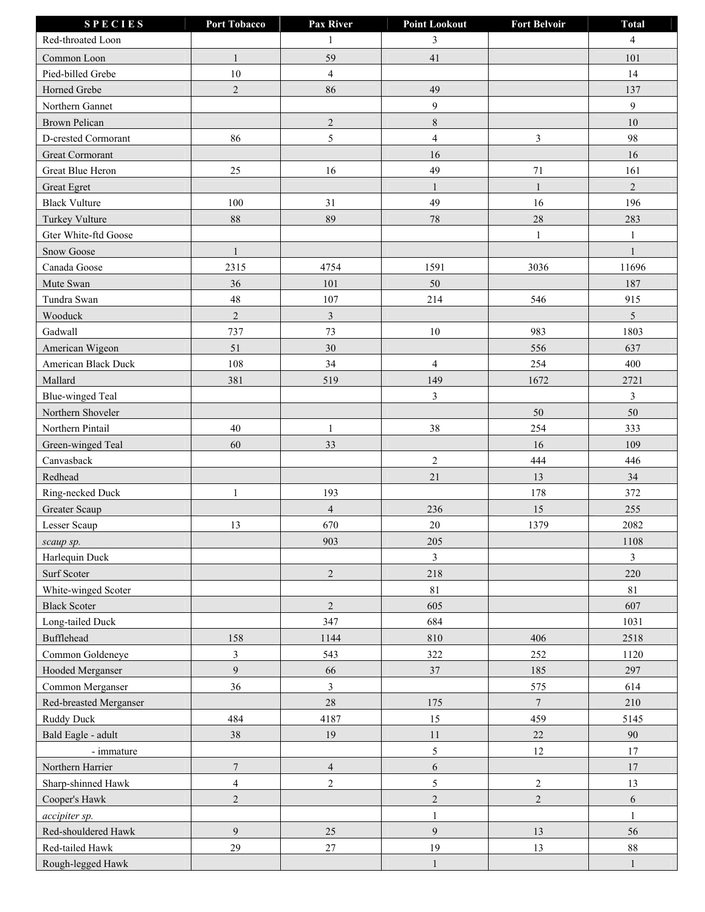| SPECIES | Port Tobacco | Pax River | Point Lookout | Fort Belvoir | Total |
|---|---|---|---|---|---|
| Red-throated Loon | | 1 | 3 | | 4 |
| Common Loon | 1 | 59 | 41 | | 101 |
| Pied-billed Grebe | 10 | 4 | | | 14 |
| Horned Grebe | 2 | 86 | 49 | | 137 |
| Northern Gannet | | | 9 | | 9 |
| Brown Pelican | | 2 | 8 | | 10 |
| D-crested Cormorant | 86 | 5 | 4 | 3 | 98 |
| Great Cormorant | | | 16 | | 16 |
| Great Blue Heron | 25 | 16 | 49 | 71 | 161 |
| Great Egret | | | 1 | 1 | 2 |
| Black Vulture | 100 | 31 | 49 | 16 | 196 |
| Turkey Vulture | 88 | 89 | 78 | 28 | 283 |
| Gter White-ftd Goose | | | | 1 | 1 |
| Snow Goose | 1 | | | | 1 |
| Canada Goose | 2315 | 4754 | 1591 | 3036 | 11696 |
| Mute Swan | 36 | 101 | 50 | | 187 |
| Tundra Swan | 48 | 107 | 214 | 546 | 915 |
| Wooduck | 2 | 3 | | | 5 |
| Gadwall | 737 | 73 | 10 | 983 | 1803 |
| American Wigeon | 51 | 30 | | 556 | 637 |
| American Black Duck | 108 | 34 | 4 | 254 | 400 |
| Mallard | 381 | 519 | 149 | 1672 | 2721 |
| Blue-winged Teal | | | 3 | | 3 |
| Northern Shoveler | | | | 50 | 50 |
| Northern Pintail | 40 | 1 | 38 | 254 | 333 |
| Green-winged Teal | 60 | 33 | | 16 | 109 |
| Canvasback | | | 2 | 444 | 446 |
| Redhead | | | 21 | 13 | 34 |
| Ring-necked Duck | 1 | 193 | | 178 | 372 |
| Greater Scaup | | 4 | 236 | 15 | 255 |
| Lesser Scaup | 13 | 670 | 20 | 1379 | 2082 |
| *scaup sp.* | | 903 | 205 | | 1108 |
| Harlequin Duck | | | 3 | | 3 |
| Surf Scoter | | 2 | 218 | | 220 |
| White-winged Scoter | | | 81 | | 81 |
| Black Scoter | | 2 | 605 | | 607 |
| Long-tailed Duck | | 347 | 684 | | 1031 |
| Bufflehead | 158 | 1144 | 810 | 406 | 2518 |
| Common Goldeneye | 3 | 543 | 322 | 252 | 1120 |
| Hooded Merganser | 9 | 66 | 37 | 185 | 297 |
| Common Merganser | 36 | 3 | | 575 | 614 |
| Red-breasted Merganser | | 28 | 175 | 7 | 210 |
| Ruddy Duck | 484 | 4187 | 15 | 459 | 5145 |
| Bald Eagle - adult | 38 | 19 | 11 | 22 | 90 |
| - immature | | | 5 | 12 | 17 |
| Northern Harrier | 7 | 4 | 6 | | 17 |
| Sharp-shinned Hawk | 4 | 2 | 5 | 2 | 13 |
| Cooper's Hawk | 2 | | 2 | 2 | 6 |
| *accipiter sp.* | | | 1 | | 1 |
| Red-shouldered Hawk | 9 | 25 | 9 | 13 | 56 |
| Red-tailed Hawk | 29 | 27 | 19 | 13 | 88 |
| Rough-legged Hawk | | | 1 | | 1 |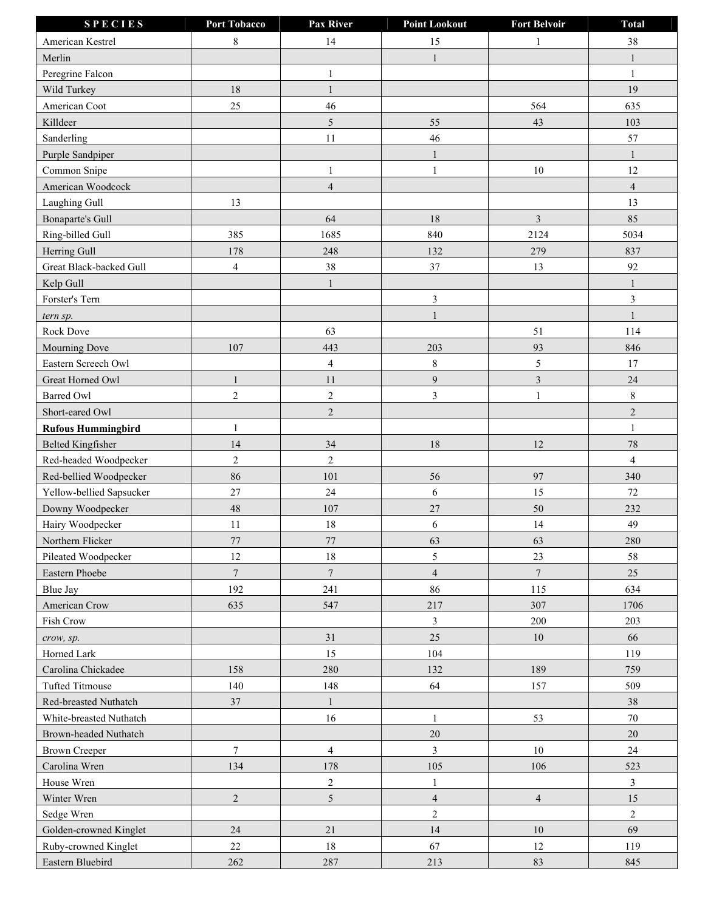| SPECIES | Port Tobacco | Pax River | Point Lookout | Fort Belvoir | Total |
|---|---|---|---|---|---|
| American Kestrel | 8 | 14 | 15 | 1 | 38 |
| Merlin | | | 1 | | 1 |
| Peregrine Falcon | | 1 | | | 1 |
| Wild Turkey | 18 | 1 | | | 19 |
| American Coot | 25 | 46 | | 564 | 635 |
| Killdeer | | 5 | 55 | 43 | 103 |
| Sanderling | | 11 | 46 | | 57 |
| Purple Sandpiper | | | 1 | | 1 |
| Common Snipe | | 1 | 1 | 10 | 12 |
| American Woodcock | | 4 | | | 4 |
| Laughing Gull | 13 | | | | 13 |
| Bonaparte's Gull | | 64 | 18 | 3 | 85 |
| Ring-billed Gull | 385 | 1685 | 840 | 2124 | 5034 |
| Herring Gull | 178 | 248 | 132 | 279 | 837 |
| Great Black-backed Gull | 4 | 38 | 37 | 13 | 92 |
| Kelp Gull | | 1 | | | 1 |
| Forster's Tern | | | 3 | | 3 |
| *tern sp.* | | | 1 | | 1 |
| Rock Dove | | 63 | | 51 | 114 |
| Mourning Dove | 107 | 443 | 203 | 93 | 846 |
| Eastern Screech Owl | | 4 | 8 | 5 | 17 |
| Great Horned Owl | 1 | 11 | 9 | 3 | 24 |
| Barred Owl | 2 | 2 | 3 | 1 | 8 |
| Short-eared Owl | | 2 | | | 2 |
| **Rufous Hummingbird** | 1 | | | | 1 |
| Belted Kingfisher | 14 | 34 | 18 | 12 | 78 |
| Red-headed Woodpecker | 2 | 2 | | | 4 |
| Red-bellied Woodpecker | 86 | 101 | 56 | 97 | 340 |
| Yellow-bellied Sapsucker | 27 | 24 | 6 | 15 | 72 |
| Downy Woodpecker | 48 | 107 | 27 | 50 | 232 |
| Hairy Woodpecker | 11 | 18 | 6 | 14 | 49 |
| Northern Flicker | 77 | 77 | 63 | 63 | 280 |
| Pileated Woodpecker | 12 | 18 | 5 | 23 | 58 |
| Eastern Phoebe | 7 | 7 | 4 | 7 | 25 |
| Blue Jay | 192 | 241 | 86 | 115 | 634 |
| American Crow | 635 | 547 | 217 | 307 | 1706 |
| Fish Crow | | | 3 | 200 | 203 |
| *crow, sp.* | | 31 | 25 | 10 | 66 |
| Horned Lark | | 15 | 104 | | 119 |
| Carolina Chickadee | 158 | 280 | 132 | 189 | 759 |
| Tufted Titmouse | 140 | 148 | 64 | 157 | 509 |
| Red-breasted Nuthatch | 37 | 1 | | | 38 |
| White-breasted Nuthatch | | 16 | 1 | 53 | 70 |
| Brown-headed Nuthatch | | | 20 | | 20 |
| Brown Creeper | 7 | 4 | 3 | 10 | 24 |
| Carolina Wren | 134 | 178 | 105 | 106 | 523 |
| House Wren | | 2 | 1 | | 3 |
| Winter Wren | 2 | 5 | 4 | 4 | 15 |
| Sedge Wren | | | 2 | | 2 |
| Golden-crowned Kinglet | 24 | 21 | 14 | 10 | 69 |
| Ruby-crowned Kinglet | 22 | 18 | 67 | 12 | 119 |
| Eastern Bluebird | 262 | 287 | 213 | 83 | 845 |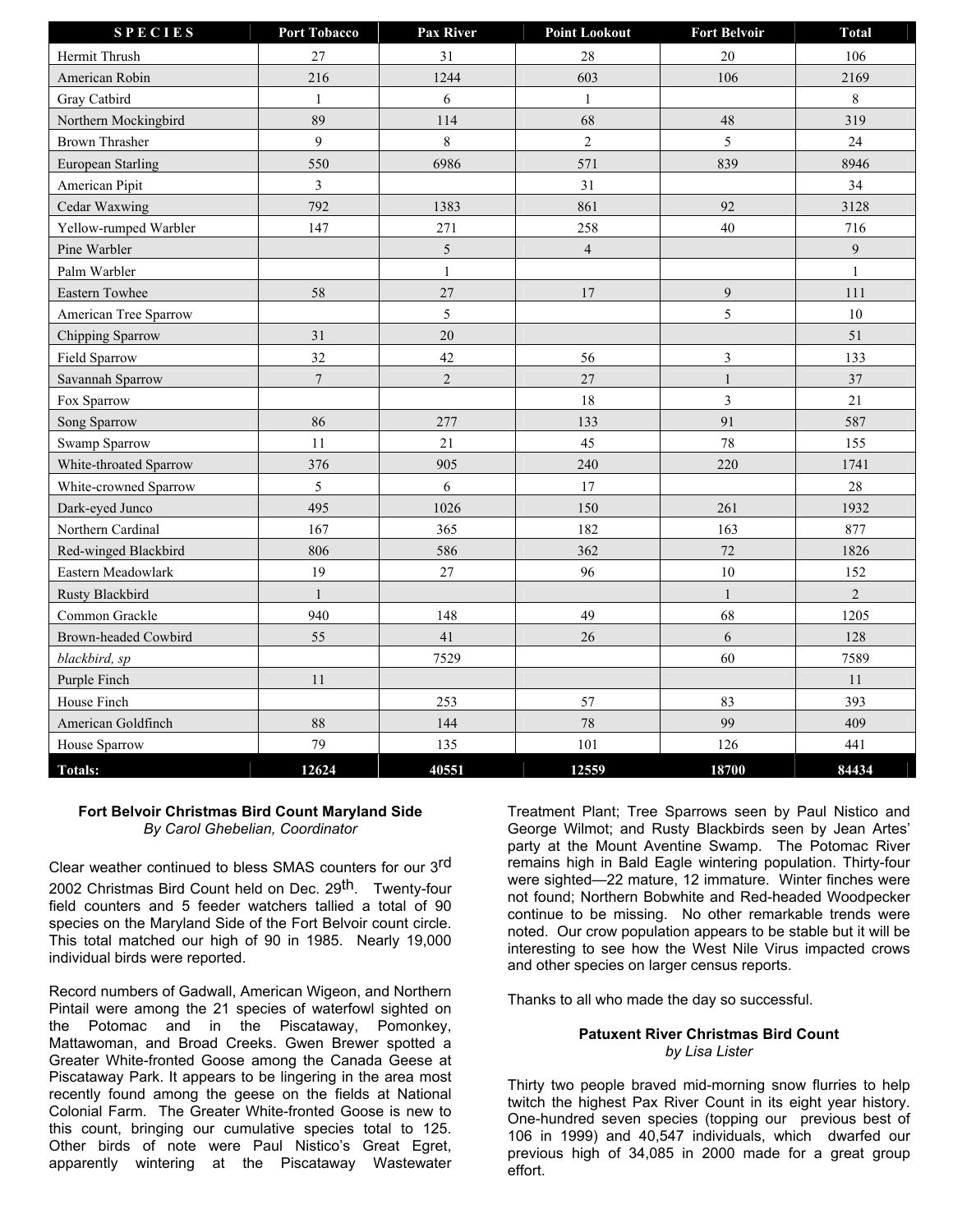| SPECIES | Port Tobacco | Pax River | Point Lookout | Fort Belvoir | Total |
|---|---|---|---|---|---|
| Hermit Thrush | 27 | 31 | 28 | 20 | 106 |
| American Robin | 216 | 1244 | 603 | 106 | 2169 |
| Gray Catbird | 1 | 6 | 1 | | 8 |
| Northern Mockingbird | 89 | 114 | 68 | 48 | 319 |
| Brown Thrasher | 9 | 8 | 2 | 5 | 24 |
| European Starling | 550 | 6986 | 571 | 839 | 8946 |
| American Pipit | 3 | | 31 | | 34 |
| Cedar Waxwing | 792 | 1383 | 861 | 92 | 3128 |
| Yellow-rumped Warbler | 147 | 271 | 258 | 40 | 716 |
| Pine Warbler | | 5 | 4 | | 9 |
| Palm Warbler | | 1 | | | 1 |
| Eastern Towhee | 58 | 27 | 17 | 9 | 111 |
| American Tree Sparrow | | 5 | | 5 | 10 |
| Chipping Sparrow | 31 | 20 | | | 51 |
| Field Sparrow | 32 | 42 | 56 | 3 | 133 |
| Savannah Sparrow | 7 | 2 | 27 | 1 | 37 |
| Fox Sparrow | | | 18 | 3 | 21 |
| Song Sparrow | 86 | 277 | 133 | 91 | 587 |
| Swamp Sparrow | 11 | 21 | 45 | 78 | 155 |
| White-throated Sparrow | 376 | 905 | 240 | 220 | 1741 |
| White-crowned Sparrow | 5 | 6 | 17 | | 28 |
| Dark-eyed Junco | 495 | 1026 | 150 | 261 | 1932 |
| Northern Cardinal | 167 | 365 | 182 | 163 | 877 |
| Red-winged Blackbird | 806 | 586 | 362 | 72 | 1826 |
| Eastern Meadowlark | 19 | 27 | 96 | 10 | 152 |
| Rusty Blackbird | 1 | | | 1 | 2 |
| Common Grackle | 940 | 148 | 49 | 68 | 1205 |
| Brown-headed Cowbird | 55 | 41 | 26 | 6 | 128 |
| *blackbird, sp* | | 7529 | | 60 | 7589 |
| Purple Finch | 11 | | | | 11 |
| House Finch | | 253 | 57 | 83 | 393 |
| American Goldfinch | 88 | 144 | 78 | 99 | 409 |
| House Sparrow | 79 | 135 | 101 | 126 | 441 |
| **Totals:** | **12624** | **40551** | **12559** | **18700** | **84434** |

### Fort Belvoir Christmas Bird Count Maryland Side

*By Carol Ghebelian, Coordinator*

Clear weather continued to bless SMAS counters for our 3rd 2002 Christmas Bird Count held on Dec. 29th. Twenty-four field counters and 5 feeder watchers tallied a total of 90 species on the Maryland Side of the Fort Belvoir count circle. This total matched our high of 90 in 1985. Nearly 19,000 individual birds were reported.

Record numbers of Gadwall, American Wigeon, and Northern Pintail were among the 21 species of waterfowl sighted on the Potomac and in the Piscataway, Pomonkey, Mattawoman, and Broad Creeks. Gwen Brewer spotted a Greater White-fronted Goose among the Canada Geese at Piscataway Park. It appears to be lingering in the area most recently found among the geese on the fields at National Colonial Farm. The Greater White-fronted Goose is new to this count, bringing our cumulative species total to 125. Other birds of note were Paul Nistico's Great Egret, apparently wintering at the Piscataway Wastewater Treatment Plant; Tree Sparrows seen by Paul Nistico and George Wilmot; and Rusty Blackbirds seen by Jean Artes' party at the Mount Aventine Swamp. The Potomac River remains high in Bald Eagle wintering population. Thirty-four were sighted—22 mature, 12 immature. Winter finches were not found; Northern Bobwhite and Red-headed Woodpecker continue to be missing. No other remarkable trends were noted. Our crow population appears to be stable but it will be interesting to see how the West Nile Virus impacted crows and other species on larger census reports.

Thanks to all who made the day so successful.

### Patuxent River Christmas Bird Count

*by Lisa Lister*

Thirty two people braved mid-morning snow flurries to help twitch the highest Pax River Count in its eight year history. One-hundred seven species (topping our previous best of 106 in 1999) and 40,547 individuals, which dwarfed our previous high of 34,085 in 2000 made for a great group effort.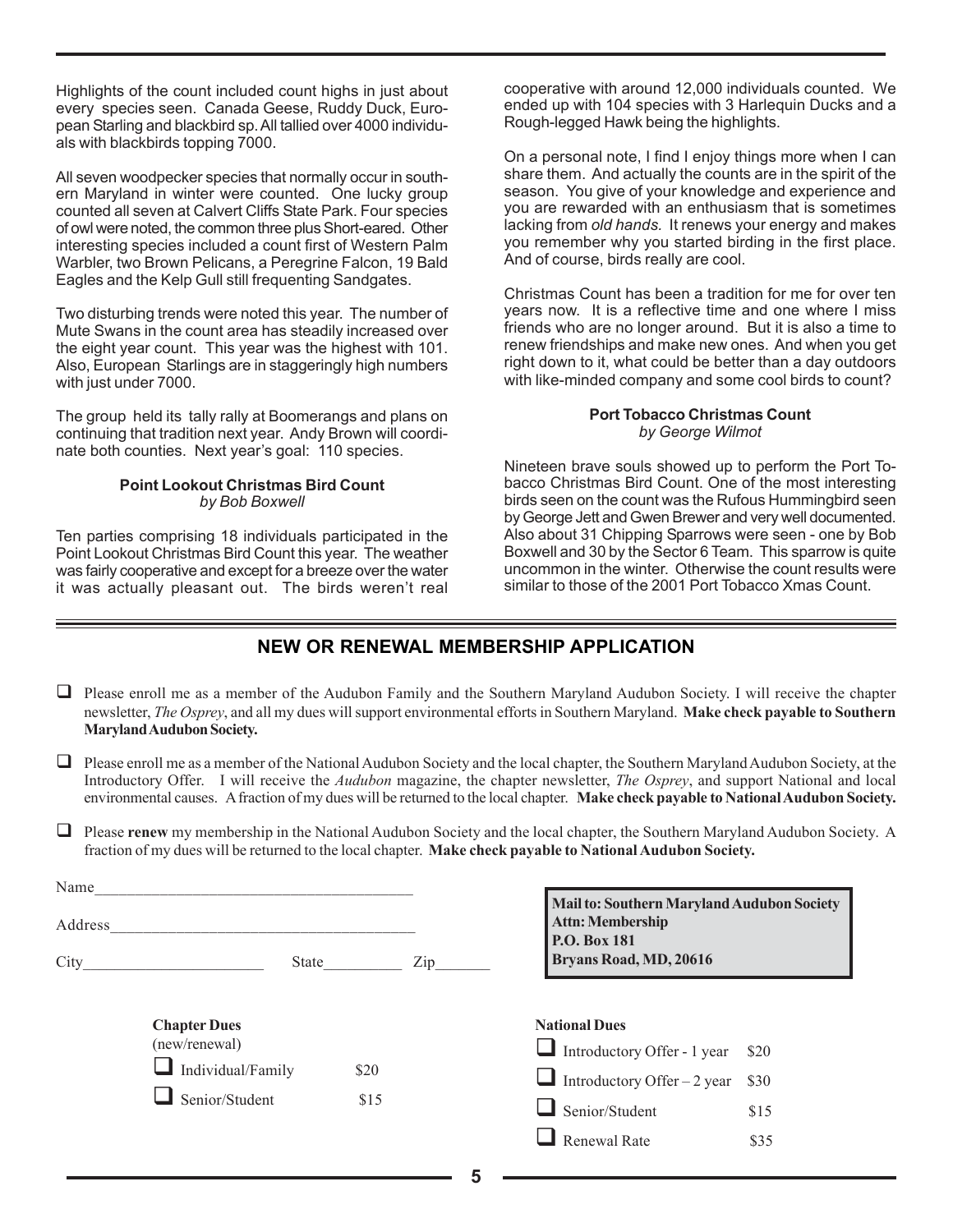Highlights of the count included count highs in just about every species seen. Canada Geese, Ruddy Duck, European Starling and blackbird sp. All tallied over 4000 individuals with blackbirds topping 7000.

All seven woodpecker species that normally occur in southern Maryland in winter were counted. One lucky group counted all seven at Calvert Cliffs State Park. Four species of owl were noted, the common three plus Short-eared. Other interesting species included a count first of Western Palm Warbler, two Brown Pelicans, a Peregrine Falcon, 19 Bald Eagles and the Kelp Gull still frequenting Sandgates.

Two disturbing trends were noted this year. The number of Mute Swans in the count area has steadily increased over the eight year count. This year was the highest with 101. Also, European Starlings are in staggeringly high numbers with just under 7000.

The group held its tally rally at Boomerangs and plans on continuing that tradition next year. Andy Brown will coordinate both counties. Next year's goal: 110 species.

### Point Lookout Christmas Bird Count

*by Bob Boxwell*

Ten parties comprising 18 individuals participated in the Point Lookout Christmas Bird Count this year. The weather was fairly cooperative and except for a breeze over the water it was actually pleasant out. The birds weren't real cooperative with around 12,000 individuals counted. We ended up with 104 species with 3 Harlequin Ducks and a Rough-legged Hawk being the highlights.

On a personal note, I find I enjoy things more when I can share them. And actually the counts are in the spirit of the season. You give of your knowledge and experience and you are rewarded with an enthusiasm that is sometimes lacking from *old hands.* It renews your energy and makes you remember why you started birding in the first place. And of course, birds really are cool.

Christmas Count has been a tradition for me for over ten years now. It is a reflective time and one where I miss friends who are no longer around. But it is also a time to renew friendships and make new ones. And when you get right down to it, what could be better than a day outdoors with like-minded company and some cool birds to count?

### Port Tobacco Christmas Count

*by George Wilmot*

Nineteen brave souls showed up to perform the Port Tobacco Christmas Bird Count. One of the most interesting birds seen on the count was the Rufous Hummingbird seen by George Jett and Gwen Brewer and very well documented. Also about 31 Chipping Sparrows were seen - one by Bob Boxwell and 30 by the Sector 6 Team. This sparrow is quite uncommon in the winter. Otherwise the count results were similar to those of the 2001 Port Tobacco Xmas Count.

## NEW OR RENEWAL MEMBERSHIP APPLICATION

☐ Please enroll me as a member of the Audubon Family and the Southern Maryland Audubon Society. I will receive the chapter newsletter, *The Osprey*, and all my dues will support environmental efforts in Southern Maryland. **Make check payable to Southern Maryland Audubon Society.**

☐ Please enroll me as a member of the National Audubon Society and the local chapter, the Southern Maryland Audubon Society, at the Introductory Offer. I will receive the *Audubon* magazine, the chapter newsletter, *The Osprey*, and support National and local environmental causes. A fraction of my dues will be returned to the local chapter. **Make check payable to National Audubon Society.**

☐ Please **renew** my membership in the National Audubon Society and the local chapter, the Southern Maryland Audubon Society. A fraction of my dues will be returned to the local chapter. **Make check payable to National Audubon Society.**

Name________________________________________

Address______________________________________

City______________________ State__________ Zip_______

**Mail to: Southern Maryland Audubon Society**
**Attn: Membership**
**P.O. Box 181**
**Bryans Road, MD, 20616**

**Chapter Dues**
(new/renewal)

☐ Individual/Family $20

☐ Senior/Student $15

**National Dues**

☐ Introductory Offer - 1 year $20

☐ Introductory Offer – 2 year $30

☐ Senior/Student $15

☐ Renewal Rate $35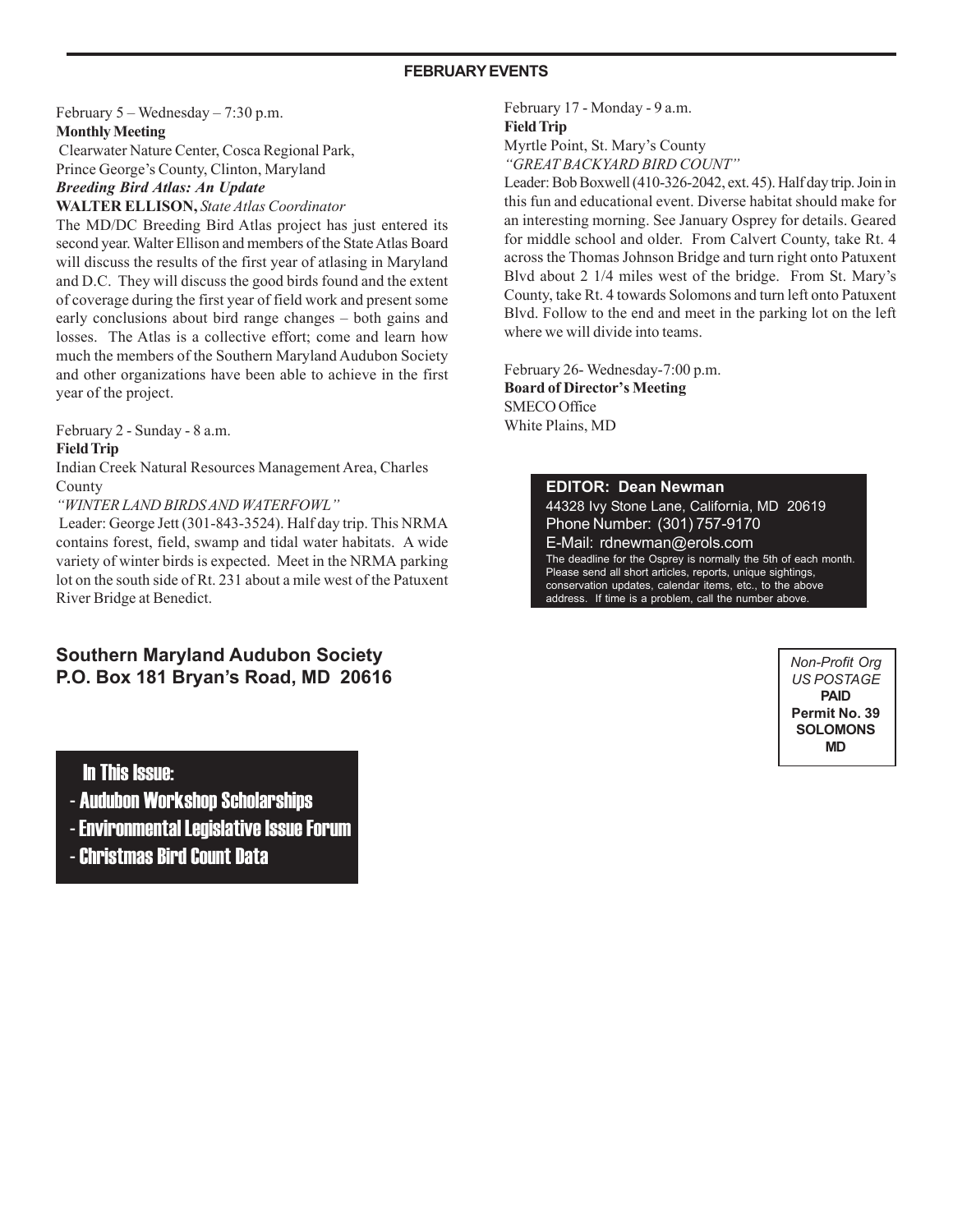## FEBRUARY EVENTS

February 5 – Wednesday – 7:30 p.m.
**Monthly Meeting**
Clearwater Nature Center, Cosca Regional Park, Prince George's County, Clinton, Maryland
***Breeding Bird Atlas: An Update***
**WALTER ELLISON,** *State Atlas Coordinator*

The MD/DC Breeding Bird Atlas project has just entered its second year. Walter Ellison and members of the State Atlas Board will discuss the results of the first year of atlasing in Maryland and D.C. They will discuss the good birds found and the extent of coverage during the first year of field work and present some early conclusions about bird range changes – both gains and losses. The Atlas is a collective effort; come and learn how much the members of the Southern Maryland Audubon Society and other organizations have been able to achieve in the first year of the project.

February 2 - Sunday - 8 a.m.
**Field Trip**
Indian Creek Natural Resources Management Area, Charles County
*"WINTER LAND BIRDS AND WATERFOWL"*
Leader: George Jett (301-843-3524). Half day trip. This NRMA contains forest, field, swamp and tidal water habitats. A wide variety of winter birds is expected. Meet in the NRMA parking lot on the south side of Rt. 231 about a mile west of the Patuxent River Bridge at Benedict.

February 17 - Monday - 9 a.m.
**Field Trip**
Myrtle Point, St. Mary's County
*"GREAT BACKYARD BIRD COUNT"*
Leader: Bob Boxwell (410-326-2042, ext. 45). Half day trip. Join in this fun and educational event. Diverse habitat should make for an interesting morning. See January Osprey for details. Geared for middle school and older. From Calvert County, take Rt. 4 across the Thomas Johnson Bridge and turn right onto Patuxent Blvd about 2 1/4 miles west of the bridge. From St. Mary's County, take Rt. 4 towards Solomons and turn left onto Patuxent Blvd. Follow to the end and meet in the parking lot on the left where we will divide into teams.

February 26- Wednesday-7:00 p.m.
**Board of Director's Meeting**
SMECO Office
White Plains, MD

**EDITOR: Dean Newman**
44328 Ivy Stone Lane, California, MD 20619
Phone Number: (301) 757-9170
E-Mail: rdnewman@erols.com
The deadline for the Osprey is normally the 5th of each month. Please send all short articles, reports, unique sightings, conservation updates, calendar items, etc., to the above address. If time is a problem, call the number above.

**Southern Maryland Audubon Society**
**P.O. Box 181 Bryan's Road, MD 20616**

*Non-Profit Org*
*US POSTAGE*
**PAID**
**Permit No. 39**
**SOLOMONS**
**MD**

**In This Issue:**
- Audubon Workshop Scholarships
- Environmental Legislative Issue Forum
- Christmas Bird Count Data